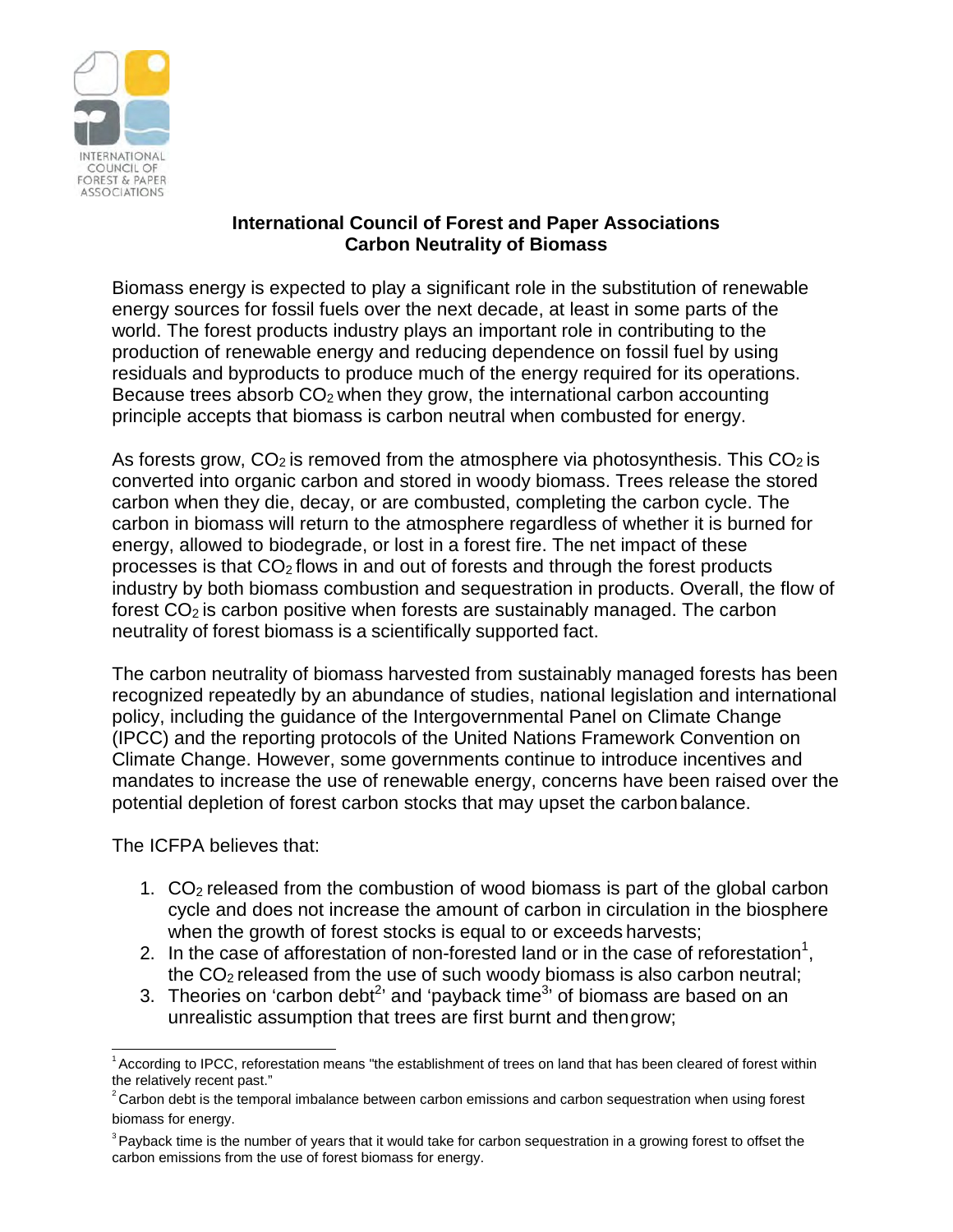INTERNATIONAL COUNCIL OF FOREST & PAPER ASSOCIATIONS

## International Council of Forest and Paper Associations
## Carbon Neutrality of Biomass

Biomass energy is expected to play a significant role in the substitution of renewable energy sources for fossil fuels over the next decade, at least in some parts of the world. The forest products industry plays an important role in contributing to the production of renewable energy and reducing dependence on fossil fuel by using residuals and byproducts to produce much of the energy required for its operations. Because trees absorb $CO_2$ when they grow, the international carbon accounting principle accepts that biomass is carbon neutral when combusted for energy.

As forests grow, $CO_2$ is removed from the atmosphere via photosynthesis. This $CO_2$ is converted into organic carbon and stored in woody biomass. Trees release the stored carbon when they die, decay, or are combusted, completing the carbon cycle. The carbon in biomass will return to the atmosphere regardless of whether it is burned for energy, allowed to biodegrade, or lost in a forest fire. The net impact of these processes is that $CO_2$ flows in and out of forests and through the forest products industry by both biomass combustion and sequestration in products. Overall, the flow of forest $CO_2$ is carbon positive when forests are sustainably managed. The carbon neutrality of forest biomass is a scientifically supported fact.

The carbon neutrality of biomass harvested from sustainably managed forests has been recognized repeatedly by an abundance of studies, national legislation and international policy, including the guidance of the Intergovernmental Panel on Climate Change (IPCC) and the reporting protocols of the United Nations Framework Convention on Climate Change. However, some governments continue to introduce incentives and mandates to increase the use of renewable energy, concerns have been raised over the potential depletion of forest carbon stocks that may upset the carbon balance.

The ICFPA believes that:

1. $CO_2$ released from the combustion of wood biomass is part of the global carbon cycle and does not increase the amount of carbon in circulation in the biosphere when the growth of forest stocks is equal to or exceeds harvests;
2. In the case of afforestation of non-forested land or in the case of reforestation[1], the $CO_2$ released from the use of such woody biomass is also carbon neutral;
3. Theories on 'carbon debt[2]' and 'payback time[3]' of biomass are based on an unrealistic assumption that trees are first burnt and then grow;

---

[1] According to IPCC, reforestation means "the establishment of trees on land that has been cleared of forest within the relatively recent past."

[2] Carbon debt is the temporal imbalance between carbon emissions and carbon sequestration when using forest biomass for energy.

[3] Payback time is the number of years that it would take for carbon sequestration in a growing forest to offset the carbon emissions from the use of forest biomass for energy.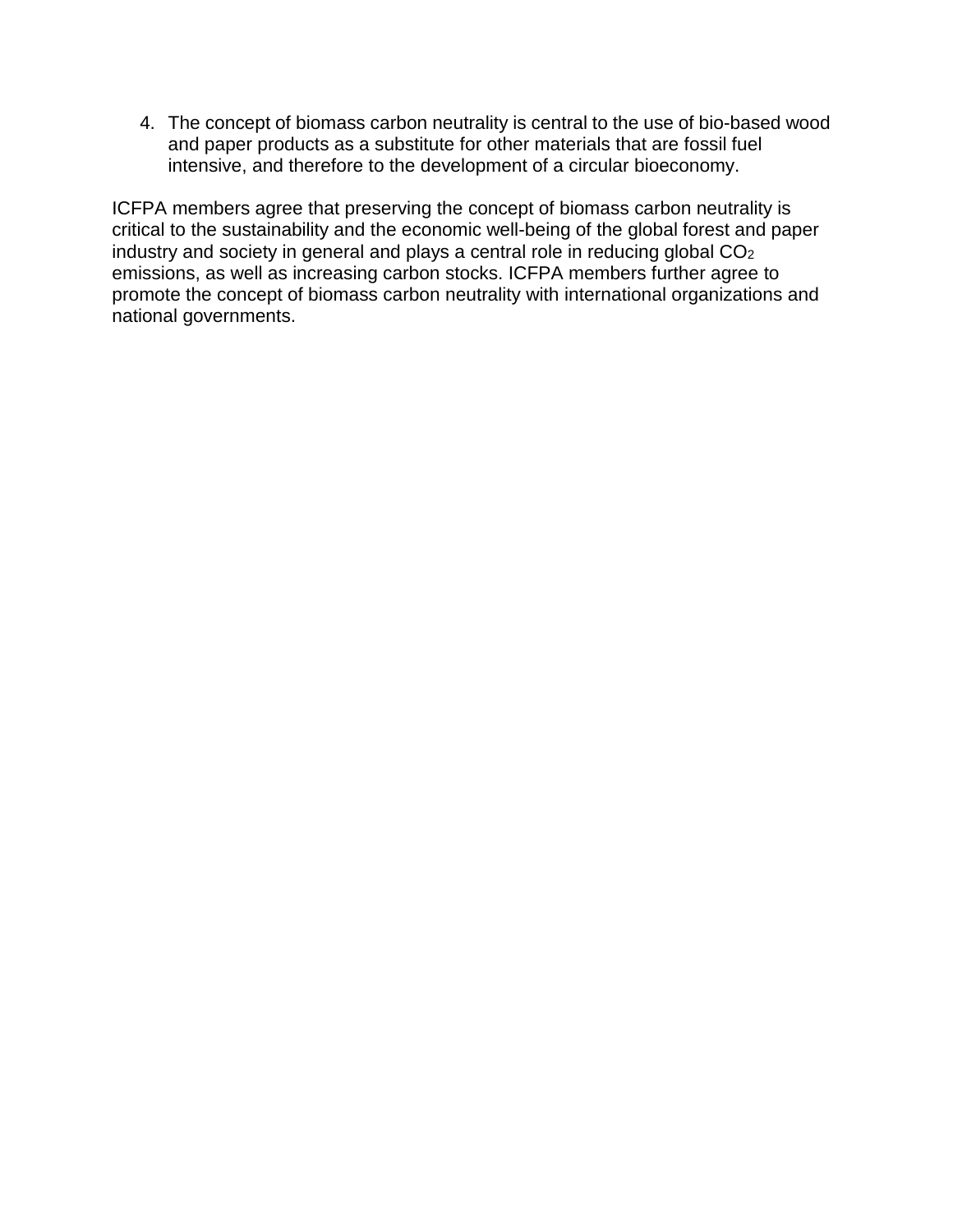4. The concept of biomass carbon neutrality is central to the use of bio-based wood and paper products as a substitute for other materials that are fossil fuel intensive, and therefore to the development of a circular bioeconomy.

ICFPA members agree that preserving the concept of biomass carbon neutrality is critical to the sustainability and the economic well-being of the global forest and paper industry and society in general and plays a central role in reducing global $CO_2$ emissions, as well as increasing carbon stocks. ICFPA members further agree to promote the concept of biomass carbon neutrality with international organizations and national governments.